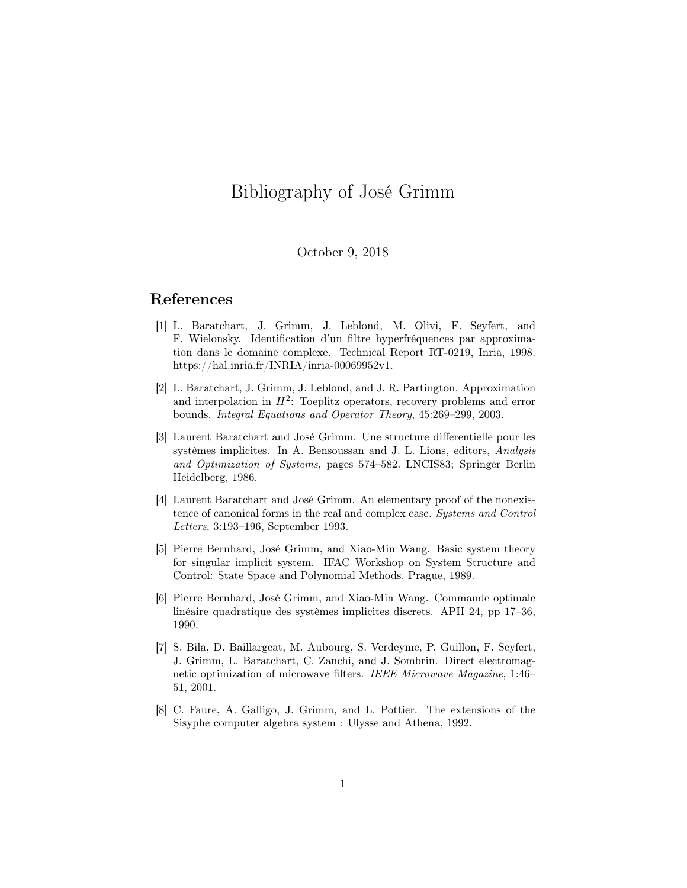# Bibliography of José Grimm

October 9, 2018

## References

[1] L. Baratchart, J. Grimm, J. Leblond, M. Olivi, F. Seyfert, and F. Wielonsky. Identification d'un filtre hyperfréquences par approximation dans le domaine complexe. Technical Report RT-0219, Inria, 1998. https://hal.inria.fr/INRIA/inria-00069952v1.

[2] L. Baratchart, J. Grimm, J. Leblond, and J. R. Partington. Approximation and interpolation in $H^2$: Toeplitz operators, recovery problems and error bounds. *Integral Equations and Operator Theory*, 45:269–299, 2003.

[3] Laurent Baratchart and José Grimm. Une structure differentielle pour les systèmes implicites. In A. Bensoussan and J. L. Lions, editors, *Analysis and Optimization of Systems*, pages 574–582. LNCIS83; Springer Berlin Heidelberg, 1986.

[4] Laurent Baratchart and José Grimm. An elementary proof of the nonexistence of canonical forms in the real and complex case. *Systems and Control Letters*, 3:193–196, September 1993.

[5] Pierre Bernhard, José Grimm, and Xiao-Min Wang. Basic system theory for singular implicit system. IFAC Workshop on System Structure and Control: State Space and Polynomial Methods. Prague, 1989.

[6] Pierre Bernhard, José Grimm, and Xiao-Min Wang. Commande optimale linéaire quadratique des systèmes implicites discrets. APII 24, pp 17–36, 1990.

[7] S. Bila, D. Baillargeat, M. Aubourg, S. Verdeyme, P. Guillon, F. Seyfert, J. Grimm, L. Baratchart, C. Zanchi, and J. Sombrin. Direct electromagnetic optimization of microwave filters. *IEEE Microwave Magazine*, 1:46–51, 2001.

[8] C. Faure, A. Galligo, J. Grimm, and L. Pottier. The extensions of the Sisyphe computer algebra system : Ulysse and Athena, 1992.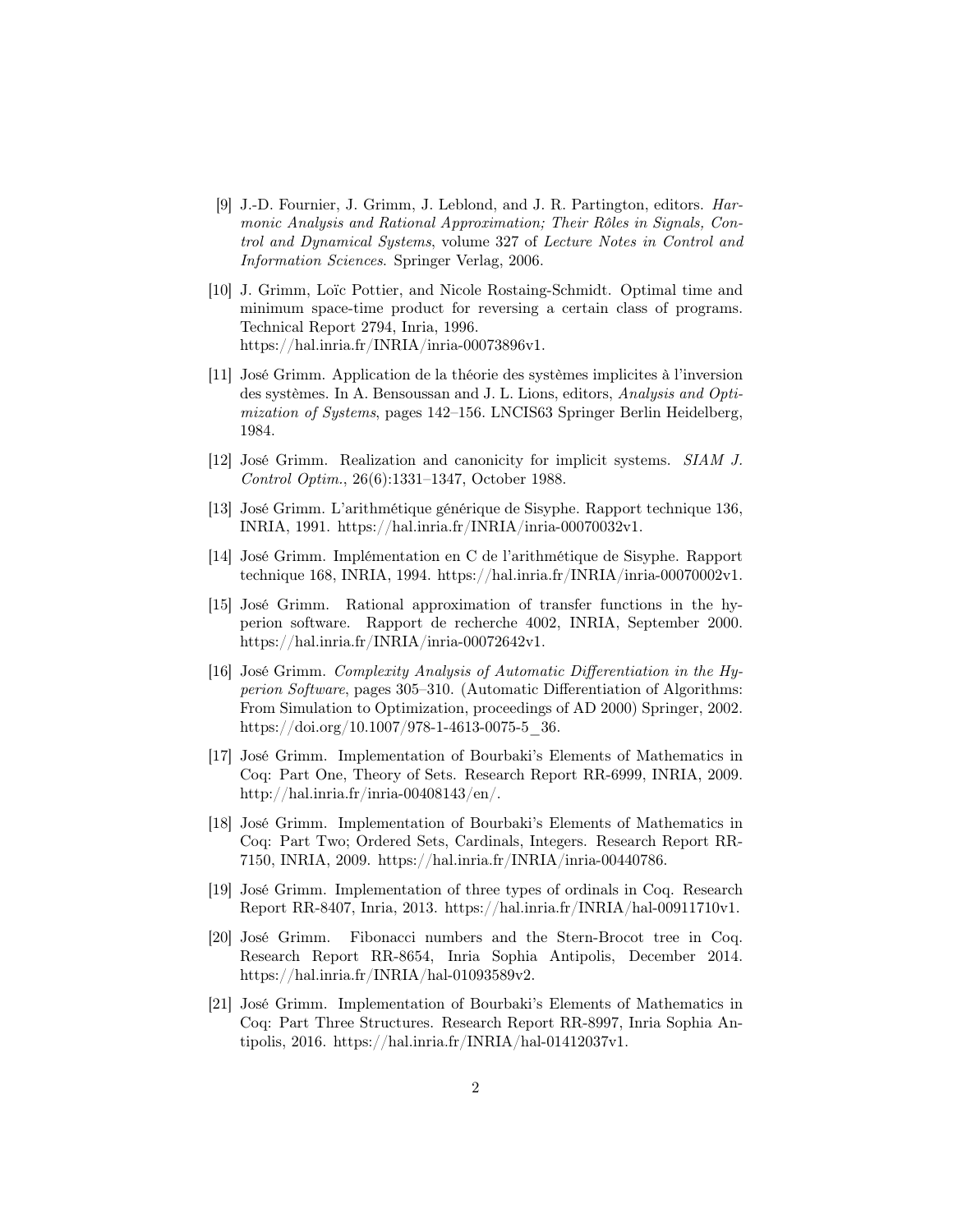[9] J.-D. Fournier, J. Grimm, J. Leblond, and J. R. Partington, editors. *Harmonic Analysis and Rational Approximation; Their Rôles in Signals, Control and Dynamical Systems*, volume 327 of *Lecture Notes in Control and Information Sciences*. Springer Verlag, 2006.

[10] J. Grimm, Loïc Pottier, and Nicole Rostaing-Schmidt. Optimal time and minimum space-time product for reversing a certain class of programs. Technical Report 2794, Inria, 1996. https://hal.inria.fr/INRIA/inria-00073896v1.

[11] José Grimm. Application de la théorie des systèmes implicites à l'inversion des systèmes. In A. Bensoussan and J. L. Lions, editors, *Analysis and Optimization of Systems*, pages 142–156. LNCIS63 Springer Berlin Heidelberg, 1984.

[12] José Grimm. Realization and canonicity for implicit systems. *SIAM J. Control Optim.*, 26(6):1331–1347, October 1988.

[13] José Grimm. L'arithmétique générique de Sisyphe. Rapport technique 136, INRIA, 1991. https://hal.inria.fr/INRIA/inria-00070032v1.

[14] José Grimm. Implémentation en C de l'arithmétique de Sisyphe. Rapport technique 168, INRIA, 1994. https://hal.inria.fr/INRIA/inria-00070002v1.

[15] José Grimm. Rational approximation of transfer functions in the hyperion software. Rapport de recherche 4002, INRIA, September 2000. https://hal.inria.fr/INRIA/inria-00072642v1.

[16] José Grimm. *Complexity Analysis of Automatic Differentiation in the Hyperion Software*, pages 305–310. (Automatic Differentiation of Algorithms: From Simulation to Optimization, proceedings of AD 2000) Springer, 2002. https://doi.org/10.1007/978-1-4613-0075-5_36.

[17] José Grimm. Implementation of Bourbaki's Elements of Mathematics in Coq: Part One, Theory of Sets. Research Report RR-6999, INRIA, 2009. http://hal.inria.fr/inria-00408143/en/.

[18] José Grimm. Implementation of Bourbaki's Elements of Mathematics in Coq: Part Two; Ordered Sets, Cardinals, Integers. Research Report RR-7150, INRIA, 2009. https://hal.inria.fr/INRIA/inria-00440786.

[19] José Grimm. Implementation of three types of ordinals in Coq. Research Report RR-8407, Inria, 2013. https://hal.inria.fr/INRIA/hal-00911710v1.

[20] José Grimm. Fibonacci numbers and the Stern-Brocot tree in Coq. Research Report RR-8654, Inria Sophia Antipolis, December 2014. https://hal.inria.fr/INRIA/hal-01093589v2.

[21] José Grimm. Implementation of Bourbaki's Elements of Mathematics in Coq: Part Three Structures. Research Report RR-8997, Inria Sophia Antipolis, 2016. https://hal.inria.fr/INRIA/hal-01412037v1.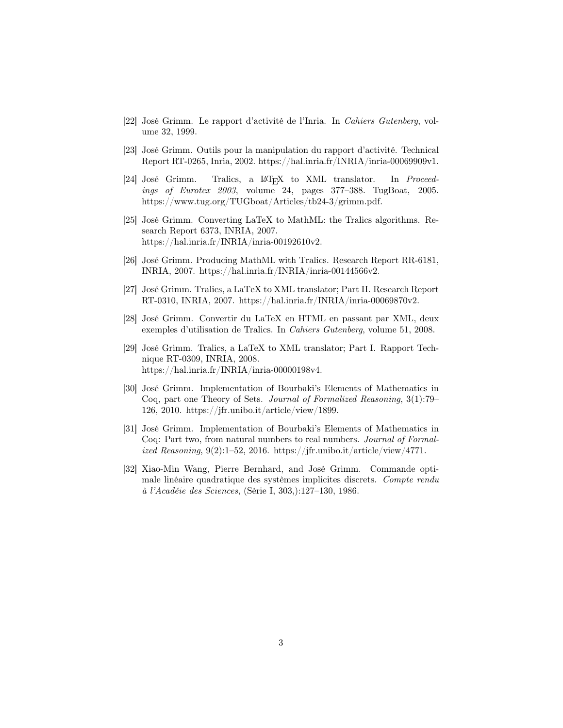[22] José Grimm. Le rapport d'activité de l'Inria. In *Cahiers Gutenberg*, volume 32, 1999.

[23] José Grimm. Outils pour la manipulation du rapport d'activité. Technical Report RT-0265, Inria, 2002. https://hal.inria.fr/INRIA/inria-00069909v1.

[24] José Grimm. Tralics, a LaTeX to XML translator. In *Proceedings of Eurotex 2003*, volume 24, pages 377–388. TugBoat, 2005. https://www.tug.org/TUGboat/Articles/tb24-3/grimm.pdf.

[25] José Grimm. Converting LaTeX to MathML: the Tralics algorithms. Research Report 6373, INRIA, 2007. https://hal.inria.fr/INRIA/inria-00192610v2.

[26] José Grimm. Producing MathML with Tralics. Research Report RR-6181, INRIA, 2007. https://hal.inria.fr/INRIA/inria-00144566v2.

[27] José Grimm. Tralics, a LaTeX to XML translator; Part II. Research Report RT-0310, INRIA, 2007. https://hal.inria.fr/INRIA/inria-00069870v2.

[28] José Grimm. Convertir du LaTeX en HTML en passant par XML, deux exemples d'utilisation de Tralics. In *Cahiers Gutenberg*, volume 51, 2008.

[29] José Grimm. Tralics, a LaTeX to XML translator; Part I. Rapport Technique RT-0309, INRIA, 2008. https://hal.inria.fr/INRIA/inria-00000198v4.

[30] José Grimm. Implementation of Bourbaki's Elements of Mathematics in Coq, part one Theory of Sets. *Journal of Formalized Reasoning*, 3(1):79–126, 2010. https://jfr.unibo.it/article/view/1899.

[31] José Grimm. Implementation of Bourbaki's Elements of Mathematics in Coq: Part two, from natural numbers to real numbers. *Journal of Formalized Reasoning*, 9(2):1–52, 2016. https://jfr.unibo.it/article/view/4771.

[32] Xiao-Min Wang, Pierre Bernhard, and José Grimm. Commande optimale linéaire quadratique des systèmes implicites discrets. *Compte rendu à l'Acadéie des Sciences*, (Série I, 303,):127–130, 1986.